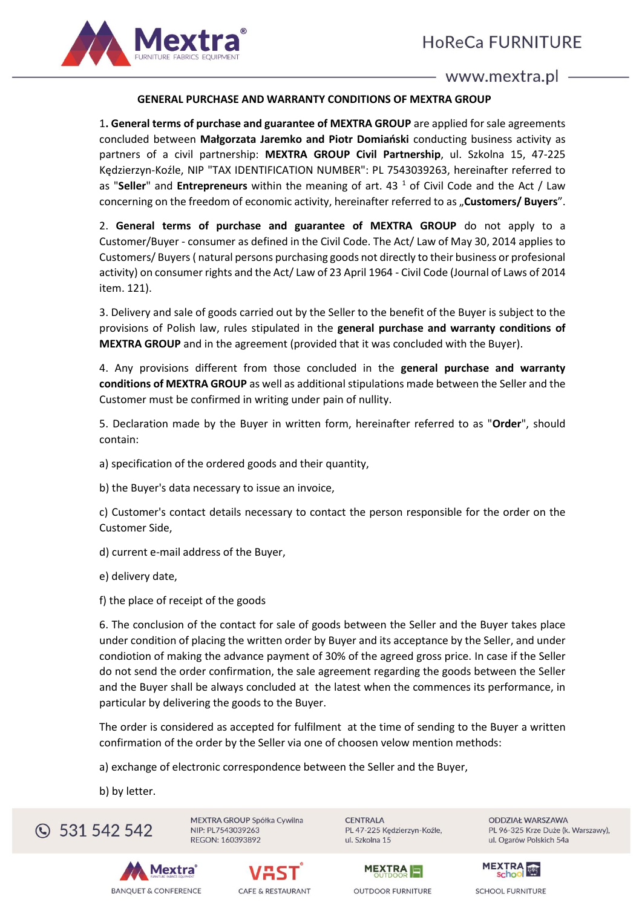## GENERAL PURCHASE AND WARRANTY CONDITIONS OF MEXTRA GROUP

1**. General terms of purchase and guarantee of MEXTRA GROUP** are applied for sale agreements concluded between **Małgorzata Jaremko and Piotr Domiański** conducting business activity as partners of a civil partnership: **MEXTRA GROUP Civil Partnership**, ul. Szkolna 15, 47-225 Kędzierzyn-Koźle, NIP "TAX IDENTIFICATION NUMBER": PL 7543039263, hereinafter referred to as "**Seller**" and **Entrepreneurs** within the meaning of art. 43 [1] of Civil Code and the Act / Law concerning on the freedom of economic activity, hereinafter referred to as „**Customers/ Buyers**".

2. **General terms of purchase and guarantee of MEXTRA GROUP** do not apply to a Customer/Buyer - consumer as defined in the Civil Code. The Act/ Law of May 30, 2014 applies to Customers/ Buyers ( natural persons purchasing goods not directly to their business or profesional activity) on consumer rights and the Act/ Law of 23 April 1964 - Civil Code (Journal of Laws of 2014 item. 121).

3. Delivery and sale of goods carried out by the Seller to the benefit of the Buyer is subject to the provisions of Polish law, rules stipulated in the **general purchase and warranty conditions of MEXTRA GROUP** and in the agreement (provided that it was concluded with the Buyer).

4. Any provisions different from those concluded in the **general purchase and warranty conditions of MEXTRA GROUP** as well as additional stipulations made between the Seller and the Customer must be confirmed in writing under pain of nullity.

5. Declaration made by the Buyer in written form, hereinafter referred to as "**Order**", should contain:

a) specification of the ordered goods and their quantity,

b) the Buyer's data necessary to issue an invoice,

c) Customer's contact details necessary to contact the person responsible for the order on the Customer Side,

d) current e-mail address of the Buyer,

e) delivery date,

f) the place of receipt of the goods

6. The conclusion of the contact for sale of goods between the Seller and the Buyer takes place under condition of placing the written order by Buyer and its acceptance by the Seller, and under condiotion of making the advance payment of 30% of the agreed gross price. In case if the Seller do not send the order confirmation, the sale agreement regarding the goods between the Seller and the Buyer shall be always concluded at the latest when the commences its performance, in particular by delivering the goods to the Buyer.

The order is considered as accepted for fulfilment at the time of sending to the Buyer a written confirmation of the order by the Seller via one of choosen velow mention methods:

a) exchange of electronic correspondence between the Seller and the Buyer,

b) by letter.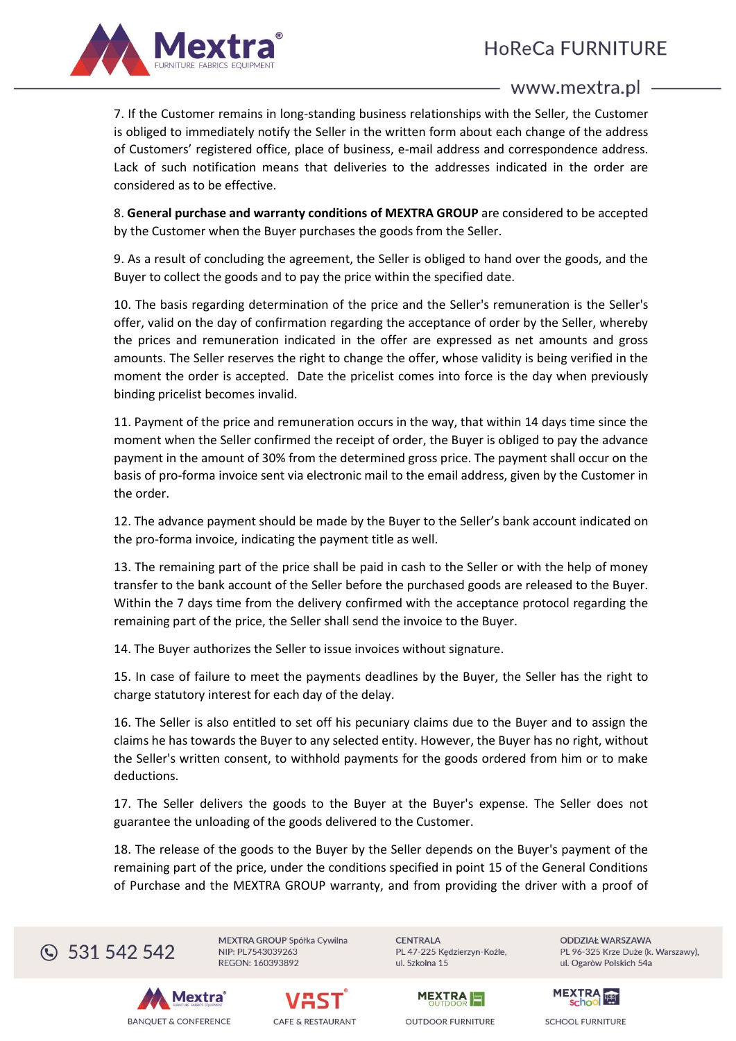7. If the Customer remains in long-standing business relationships with the Seller, the Customer is obliged to immediately notify the Seller in the written form about each change of the address of Customers' registered office, place of business, e-mail address and correspondence address. Lack of such notification means that deliveries to the addresses indicated in the order are considered as to be effective.

8. **General purchase and warranty conditions of MEXTRA GROUP** are considered to be accepted by the Customer when the Buyer purchases the goods from the Seller.

9. As a result of concluding the agreement, the Seller is obliged to hand over the goods, and the Buyer to collect the goods and to pay the price within the specified date.

10. The basis regarding determination of the price and the Seller's remuneration is the Seller's offer, valid on the day of confirmation regarding the acceptance of order by the Seller, whereby the prices and remuneration indicated in the offer are expressed as net amounts and gross amounts. The Seller reserves the right to change the offer, whose validity is being verified in the moment the order is accepted. Date the pricelist comes into force is the day when previously binding pricelist becomes invalid.

11. Payment of the price and remuneration occurs in the way, that within 14 days time since the moment when the Seller confirmed the receipt of order, the Buyer is obliged to pay the advance payment in the amount of 30% from the determined gross price. The payment shall occur on the basis of pro-forma invoice sent via electronic mail to the email address, given by the Customer in the order.

12. The advance payment should be made by the Buyer to the Seller's bank account indicated on the pro-forma invoice, indicating the payment title as well.

13. The remaining part of the price shall be paid in cash to the Seller or with the help of money transfer to the bank account of the Seller before the purchased goods are released to the Buyer. Within the 7 days time from the delivery confirmed with the acceptance protocol regarding the remaining part of the price, the Seller shall send the invoice to the Buyer.

14. The Buyer authorizes the Seller to issue invoices without signature.

15. In case of failure to meet the payments deadlines by the Buyer, the Seller has the right to charge statutory interest for each day of the delay.

16. The Seller is also entitled to set off his pecuniary claims due to the Buyer and to assign the claims he has towards the Buyer to any selected entity. However, the Buyer has no right, without the Seller's written consent, to withhold payments for the goods ordered from him or to make deductions.

17. The Seller delivers the goods to the Buyer at the Buyer's expense. The Seller does not guarantee the unloading of the goods delivered to the Customer.

18. The release of the goods to the Buyer by the Seller depends on the Buyer's payment of the remaining part of the price, under the conditions specified in point 15 of the General Conditions of Purchase and the MEXTRA GROUP warranty, and from providing the driver with a proof of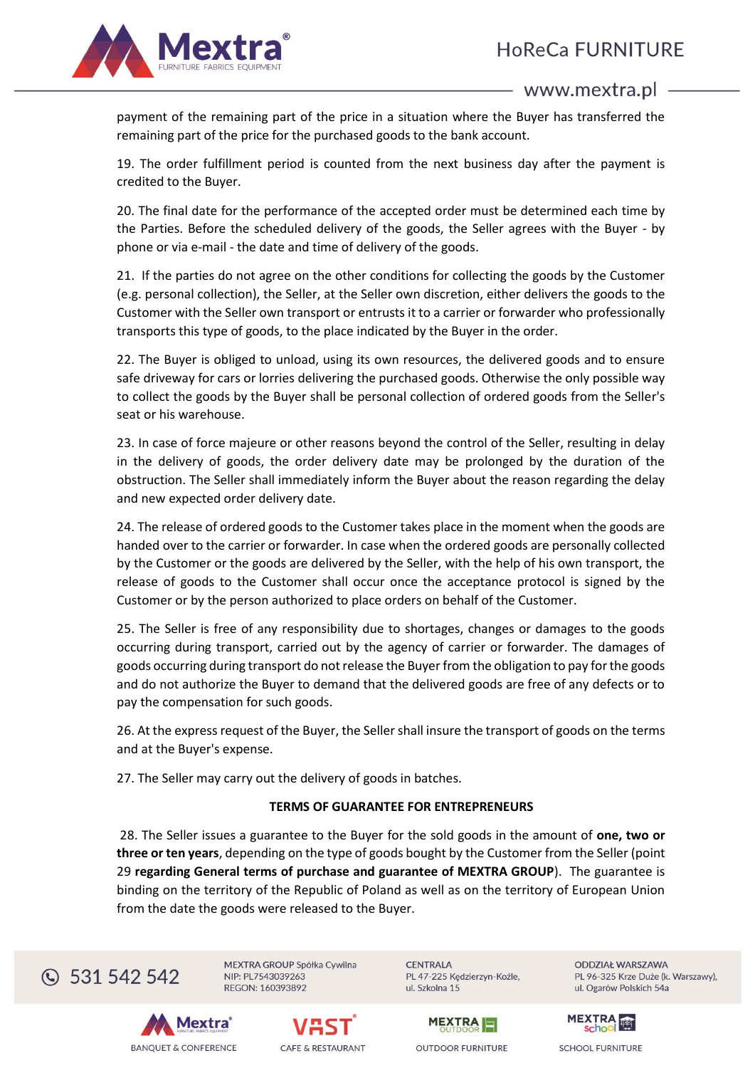payment of the remaining part of the price in a situation where the Buyer has transferred the remaining part of the price for the purchased goods to the bank account.

19. The order fulfillment period is counted from the next business day after the payment is credited to the Buyer.

20. The final date for the performance of the accepted order must be determined each time by the Parties. Before the scheduled delivery of the goods, the Seller agrees with the Buyer - by phone or via e-mail - the date and time of delivery of the goods.

21. If the parties do not agree on the other conditions for collecting the goods by the Customer (e.g. personal collection), the Seller, at the Seller own discretion, either delivers the goods to the Customer with the Seller own transport or entrusts it to a carrier or forwarder who professionally transports this type of goods, to the place indicated by the Buyer in the order.

22. The Buyer is obliged to unload, using its own resources, the delivered goods and to ensure safe driveway for cars or lorries delivering the purchased goods. Otherwise the only possible way to collect the goods by the Buyer shall be personal collection of ordered goods from the Seller's seat or his warehouse.

23. In case of force majeure or other reasons beyond the control of the Seller, resulting in delay in the delivery of goods, the order delivery date may be prolonged by the duration of the obstruction. The Seller shall immediately inform the Buyer about the reason regarding the delay and new expected order delivery date.

24. The release of ordered goods to the Customer takes place in the moment when the goods are handed over to the carrier or forwarder. In case when the ordered goods are personally collected by the Customer or the goods are delivered by the Seller, with the help of his own transport, the release of goods to the Customer shall occur once the acceptance protocol is signed by the Customer or by the person authorized to place orders on behalf of the Customer.

25. The Seller is free of any responsibility due to shortages, changes or damages to the goods occurring during transport, carried out by the agency of carrier or forwarder. The damages of goods occurring during transport do not release the Buyer from the obligation to pay for the goods and do not authorize the Buyer to demand that the delivered goods are free of any defects or to pay the compensation for such goods.

26. At the express request of the Buyer, the Seller shall insure the transport of goods on the terms and at the Buyer's expense.

27. The Seller may carry out the delivery of goods in batches.

**TERMS OF GUARANTEE FOR ENTREPRENEURS**

28. The Seller issues a guarantee to the Buyer for the sold goods in the amount of **one, two or three or ten years**, depending on the type of goods bought by the Customer from the Seller (point 29 **regarding General terms of purchase and guarantee of MEXTRA GROUP**). The guarantee is binding on the territory of the Republic of Poland as well as on the territory of European Union from the date the goods were released to the Buyer.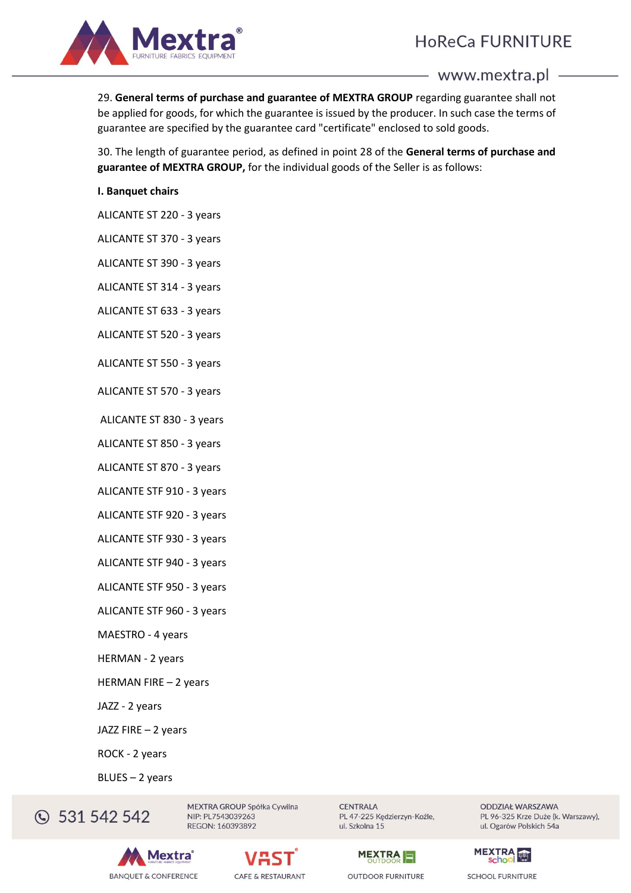29. **General terms of purchase and guarantee of MEXTRA GROUP** regarding guarantee shall not be applied for goods, for which the guarantee is issued by the producer. In such case the terms of guarantee are specified by the guarantee card "certificate" enclosed to sold goods.

30. The length of guarantee period, as defined in point 28 of the **General terms of purchase and guarantee of MEXTRA GROUP,** for the individual goods of the Seller is as follows:

**I. Banquet chairs**

ALICANTE ST 220 - 3 years

ALICANTE ST 370 - 3 years

ALICANTE ST 390 - 3 years

ALICANTE ST 314 - 3 years

ALICANTE ST 633 - 3 years

ALICANTE ST 520 - 3 years

ALICANTE ST 550 - 3 years

ALICANTE ST 570 - 3 years

ALICANTE ST 830 - 3 years

ALICANTE ST 850 - 3 years

ALICANTE ST 870 - 3 years

ALICANTE STF 910 - 3 years

ALICANTE STF 920 - 3 years

ALICANTE STF 930 - 3 years

ALICANTE STF 940 - 3 years

ALICANTE STF 950 - 3 years

ALICANTE STF 960 - 3 years

MAESTRO - 4 years

HERMAN - 2 years

HERMAN FIRE – 2 years

JAZZ - 2 years

JAZZ FIRE – 2 years

ROCK - 2 years

BLUES – 2 years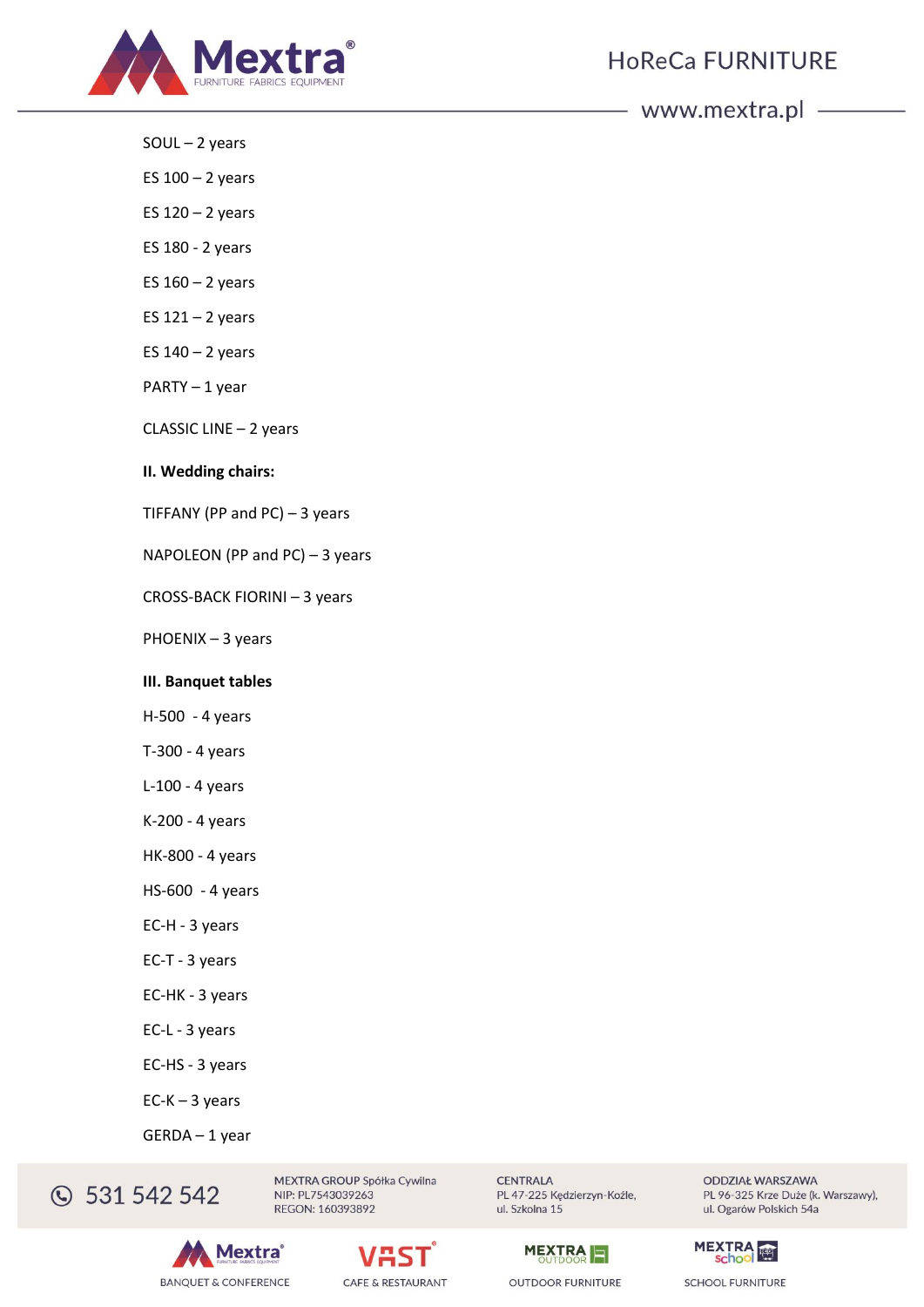SOUL – 2 years

ES 100 – 2 years

ES 120 – 2 years

ES 180 - 2 years

ES 160 – 2 years

ES 121 – 2 years

ES 140 – 2 years

PARTY – 1 year

CLASSIC LINE – 2 years

**II. Wedding chairs:**

TIFFANY (PP and PC) – 3 years

NAPOLEON (PP and PC) – 3 years

CROSS-BACK FIORINI – 3 years

PHOENIX – 3 years

**III. Banquet tables**

H-500 - 4 years

T-300 - 4 years

L-100 - 4 years

K-200 - 4 years

HK-800 - 4 years

HS-600 - 4 years

EC-H - 3 years

EC-T - 3 years

EC-HK - 3 years

EC-L - 3 years

EC-HS - 3 years

EC-K – 3 years

GERDA – 1 year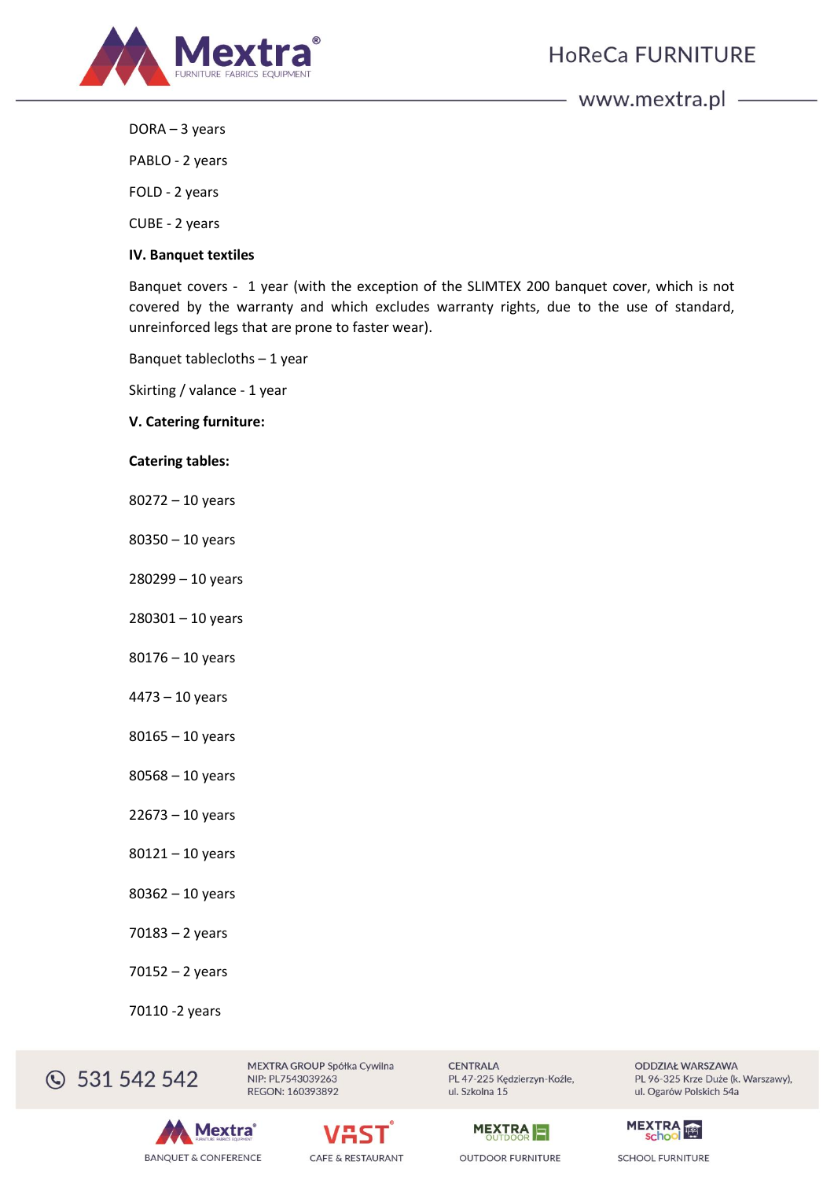DORA – 3 years

PABLO - 2 years

FOLD - 2 years

CUBE - 2 years

**IV. Banquet textiles**

Banquet covers - 1 year (with the exception of the SLIMTEX 200 banquet cover, which is not covered by the warranty and which excludes warranty rights, due to the use of standard, unreinforced legs that are prone to faster wear).

Banquet tablecloths – 1 year

Skirting / valance - 1 year

**V. Catering furniture:**

**Catering tables:**

80272 – 10 years

80350 – 10 years

280299 – 10 years

280301 – 10 years

80176 – 10 years

4473 – 10 years

80165 – 10 years

80568 – 10 years

22673 – 10 years

80121 – 10 years

80362 – 10 years

70183 – 2 years

70152 – 2 years

70110 -2 years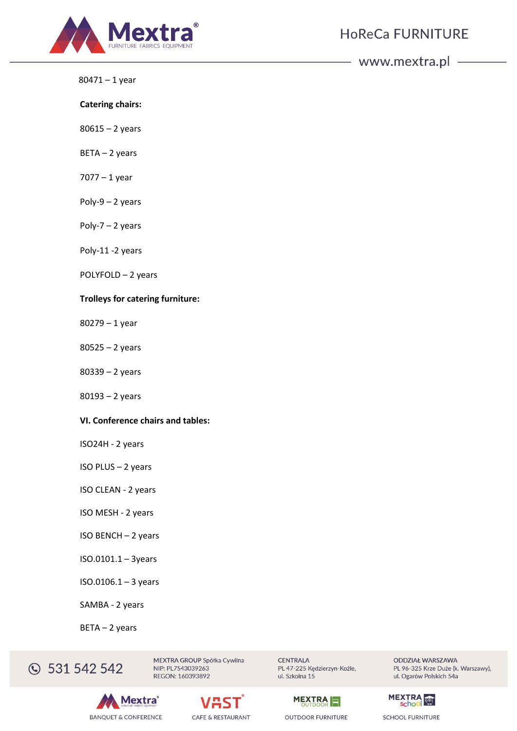80471 – 1 year

**Catering chairs:**

80615 – 2 years

BETA – 2 years

7077 – 1 year

Poly-9 – 2 years

Poly-7 – 2 years

Poly-11 -2 years

POLYFOLD – 2 years

**Trolleys for catering furniture:**

80279 – 1 year

80525 – 2 years

80339 – 2 years

80193 – 2 years

**VI. Conference chairs and tables:**

ISO24H - 2 years

ISO PLUS – 2 years

ISO CLEAN - 2 years

ISO MESH - 2 years

ISO BENCH – 2 years

ISO.0101.1 – 3years

ISO.0106.1 – 3 years

SAMBA - 2 years

BETA – 2 years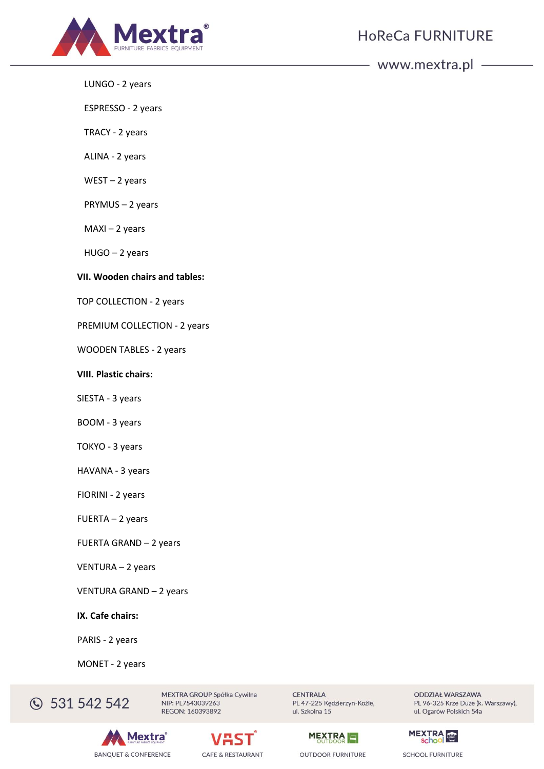LUNGO - 2 years

ESPRESSO - 2 years

TRACY - 2 years

ALINA - 2 years

WEST – 2 years

PRYMUS – 2 years

MAXI – 2 years

HUGO – 2 years

**VII. Wooden chairs and tables:**

TOP COLLECTION - 2 years

PREMIUM COLLECTION - 2 years

WOODEN TABLES - 2 years

**VIII. Plastic chairs:**

SIESTA - 3 years

BOOM - 3 years

TOKYO - 3 years

HAVANA - 3 years

FIORINI - 2 years

FUERTA – 2 years

FUERTA GRAND – 2 years

VENTURA – 2 years

VENTURA GRAND – 2 years

**IX. Cafe chairs:**

PARIS - 2 years

MONET - 2 years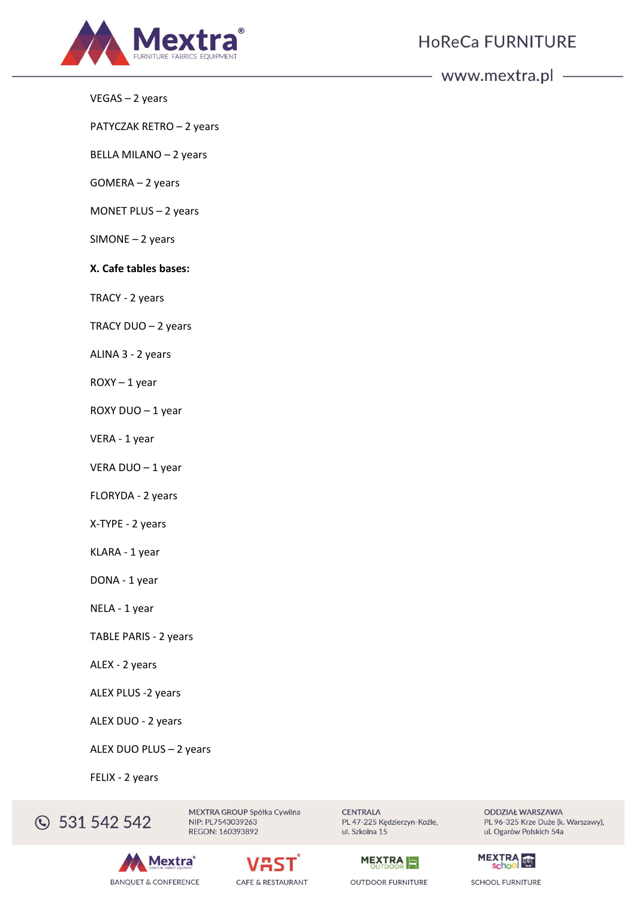VEGAS – 2 years

PATYCZAK RETRO – 2 years

BELLA MILANO – 2 years

GOMERA – 2 years

MONET PLUS – 2 years

SIMONE – 2 years

**X. Cafe tables bases:**

TRACY - 2 years

TRACY DUO – 2 years

ALINA 3 - 2 years

ROXY – 1 year

ROXY DUO – 1 year

VERA - 1 year

VERA DUO – 1 year

FLORYDA - 2 years

X-TYPE - 2 years

KLARA - 1 year

DONA - 1 year

NELA - 1 year

TABLE PARIS - 2 years

ALEX - 2 years

ALEX PLUS -2 years

ALEX DUO - 2 years

ALEX DUO PLUS – 2 years

FELIX - 2 years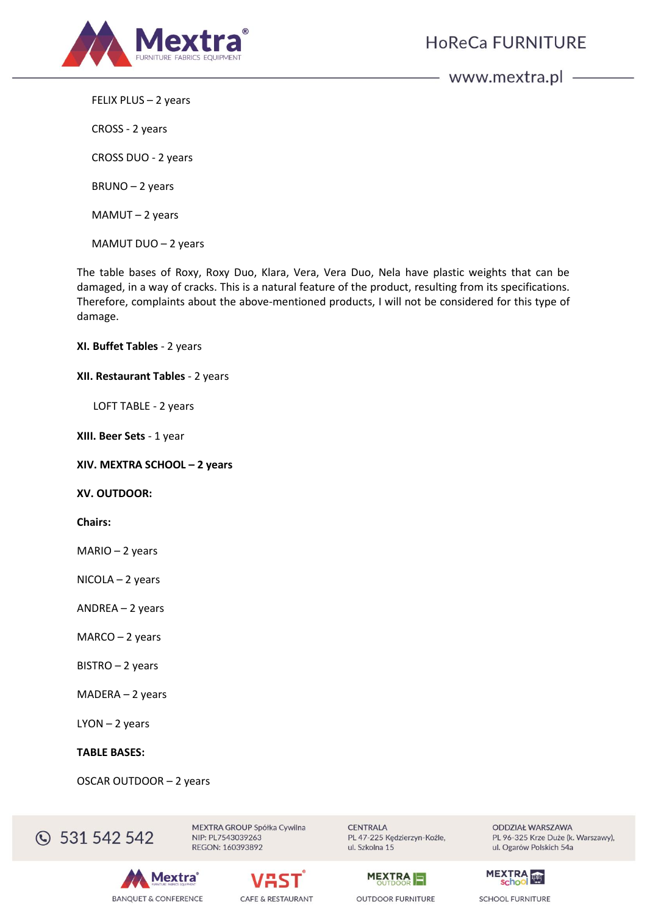FELIX PLUS – 2 years

CROSS - 2 years

CROSS DUO - 2 years

BRUNO – 2 years

MAMUT – 2 years

MAMUT DUO – 2 years

The table bases of Roxy, Roxy Duo, Klara, Vera, Vera Duo, Nela have plastic weights that can be damaged, in a way of cracks. This is a natural feature of the product, resulting from its specifications. Therefore, complaints about the above-mentioned products, I will not be considered for this type of damage.

**XI. Buffet Tables** - 2 years

**XII. Restaurant Tables** - 2 years

LOFT TABLE - 2 years

**XIII. Beer Sets** - 1 year

**XIV. MEXTRA SCHOOL – 2 years**

**XV. OUTDOOR:**

**Chairs:**

MARIO – 2 years

NICOLA – 2 years

ANDREA – 2 years

MARCO – 2 years

BISTRO – 2 years

MADERA – 2 years

LYON – 2 years

**TABLE BASES:**

OSCAR OUTDOOR – 2 years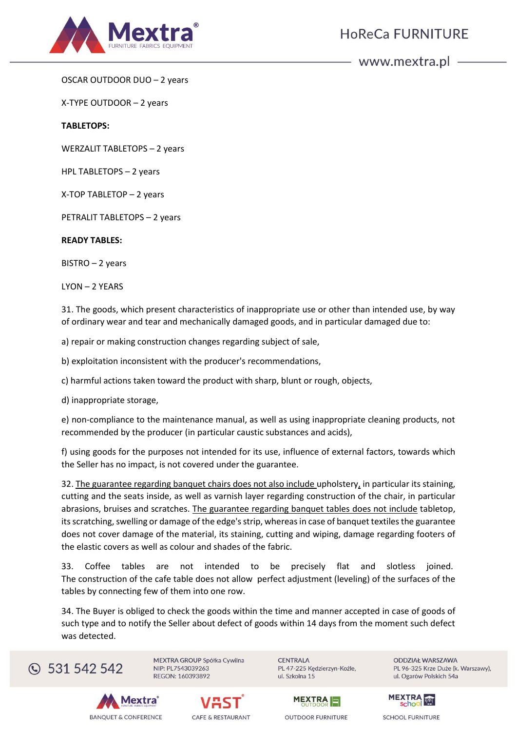OSCAR OUTDOOR DUO – 2 years

X-TYPE OUTDOOR – 2 years

**TABLETOPS:**

WERZALIT TABLETOPS – 2 years

HPL TABLETOPS – 2 years

X-TOP TABLETOP – 2 years

PETRALIT TABLETOPS – 2 years

**READY TABLES:**

BISTRO – 2 years

LYON – 2 YEARS

31. The goods, which present characteristics of inappropriate use or other than intended use, by way of ordinary wear and tear and mechanically damaged goods, and in particular damaged due to:

a) repair or making construction changes regarding subject of sale,

b) exploitation inconsistent with the producer's recommendations,

c) harmful actions taken toward the product with sharp, blunt or rough, objects,

d) inappropriate storage,

e) non-compliance to the maintenance manual, as well as using inappropriate cleaning products, not recommended by the producer (in particular caustic substances and acids),

f) using goods for the purposes not intended for its use, influence of external factors, towards which the Seller has no impact, is not covered under the guarantee.

32. The guarantee regarding banquet chairs does not also include upholstery, in particular its staining, cutting and the seats inside, as well as varnish layer regarding construction of the chair, in particular abrasions, bruises and scratches. The guarantee regarding banquet tables does not include tabletop, its scratching, swelling or damage of the edge's strip, whereas in case of banquet textiles the guarantee does not cover damage of the material, its staining, cutting and wiping, damage regarding footers of the elastic covers as well as colour and shades of the fabric.

33. Coffee tables are not intended to be precisely flat and slotless joined. The construction of the cafe table does not allow perfect adjustment (leveling) of the surfaces of the tables by connecting few of them into one row.

34. The Buyer is obliged to check the goods within the time and manner accepted in case of goods of such type and to notify the Seller about defect of goods within 14 days from the moment such defect was detected.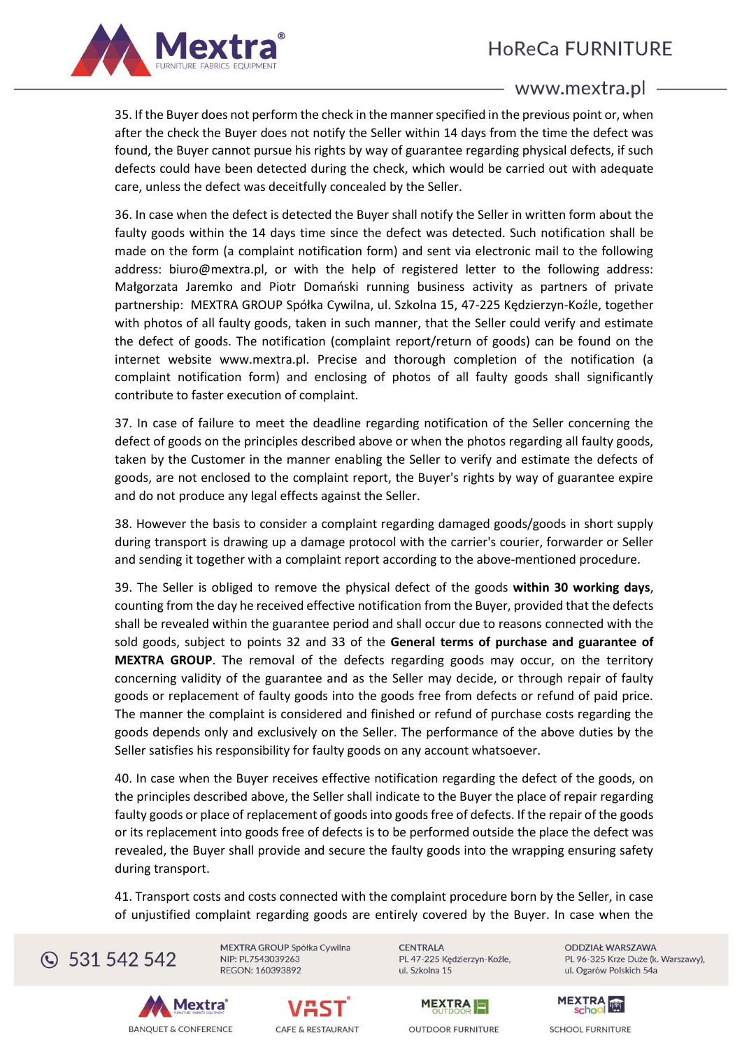35. If the Buyer does not perform the check in the manner specified in the previous point or, when after the check the Buyer does not notify the Seller within 14 days from the time the defect was found, the Buyer cannot pursue his rights by way of guarantee regarding physical defects, if such defects could have been detected during the check, which would be carried out with adequate care, unless the defect was deceitfully concealed by the Seller.

36. In case when the defect is detected the Buyer shall notify the Seller in written form about the faulty goods within the 14 days time since the defect was detected. Such notification shall be made on the form (a complaint notification form) and sent via electronic mail to the following address: biuro@mextra.pl, or with the help of registered letter to the following address: Małgorzata Jaremko and Piotr Domański running business activity as partners of private partnership: MEXTRA GROUP Spółka Cywilna, ul. Szkolna 15, 47-225 Kędzierzyn-Koźle, together with photos of all faulty goods, taken in such manner, that the Seller could verify and estimate the defect of goods. The notification (complaint report/return of goods) can be found on the internet website www.mextra.pl. Precise and thorough completion of the notification (a complaint notification form) and enclosing of photos of all faulty goods shall significantly contribute to faster execution of complaint.

37. In case of failure to meet the deadline regarding notification of the Seller concerning the defect of goods on the principles described above or when the photos regarding all faulty goods, taken by the Customer in the manner enabling the Seller to verify and estimate the defects of goods, are not enclosed to the complaint report, the Buyer's rights by way of guarantee expire and do not produce any legal effects against the Seller.

38. However the basis to consider a complaint regarding damaged goods/goods in short supply during transport is drawing up a damage protocol with the carrier's courier, forwarder or Seller and sending it together with a complaint report according to the above-mentioned procedure.

39. The Seller is obliged to remove the physical defect of the goods **within 30 working days**, counting from the day he received effective notification from the Buyer, provided that the defects shall be revealed within the guarantee period and shall occur due to reasons connected with the sold goods, subject to points 32 and 33 of the **General terms of purchase and guarantee of MEXTRA GROUP**. The removal of the defects regarding goods may occur, on the territory concerning validity of the guarantee and as the Seller may decide, or through repair of faulty goods or replacement of faulty goods into the goods free from defects or refund of paid price. The manner the complaint is considered and finished or refund of purchase costs regarding the goods depends only and exclusively on the Seller. The performance of the above duties by the Seller satisfies his responsibility for faulty goods on any account whatsoever.

40. In case when the Buyer receives effective notification regarding the defect of the goods, on the principles described above, the Seller shall indicate to the Buyer the place of repair regarding faulty goods or place of replacement of goods into goods free of defects. If the repair of the goods or its replacement into goods free of defects is to be performed outside the place the defect was revealed, the Buyer shall provide and secure the faulty goods into the wrapping ensuring safety during transport.

41. Transport costs and costs connected with the complaint procedure born by the Seller, in case of unjustified complaint regarding goods are entirely covered by the Buyer. In case when the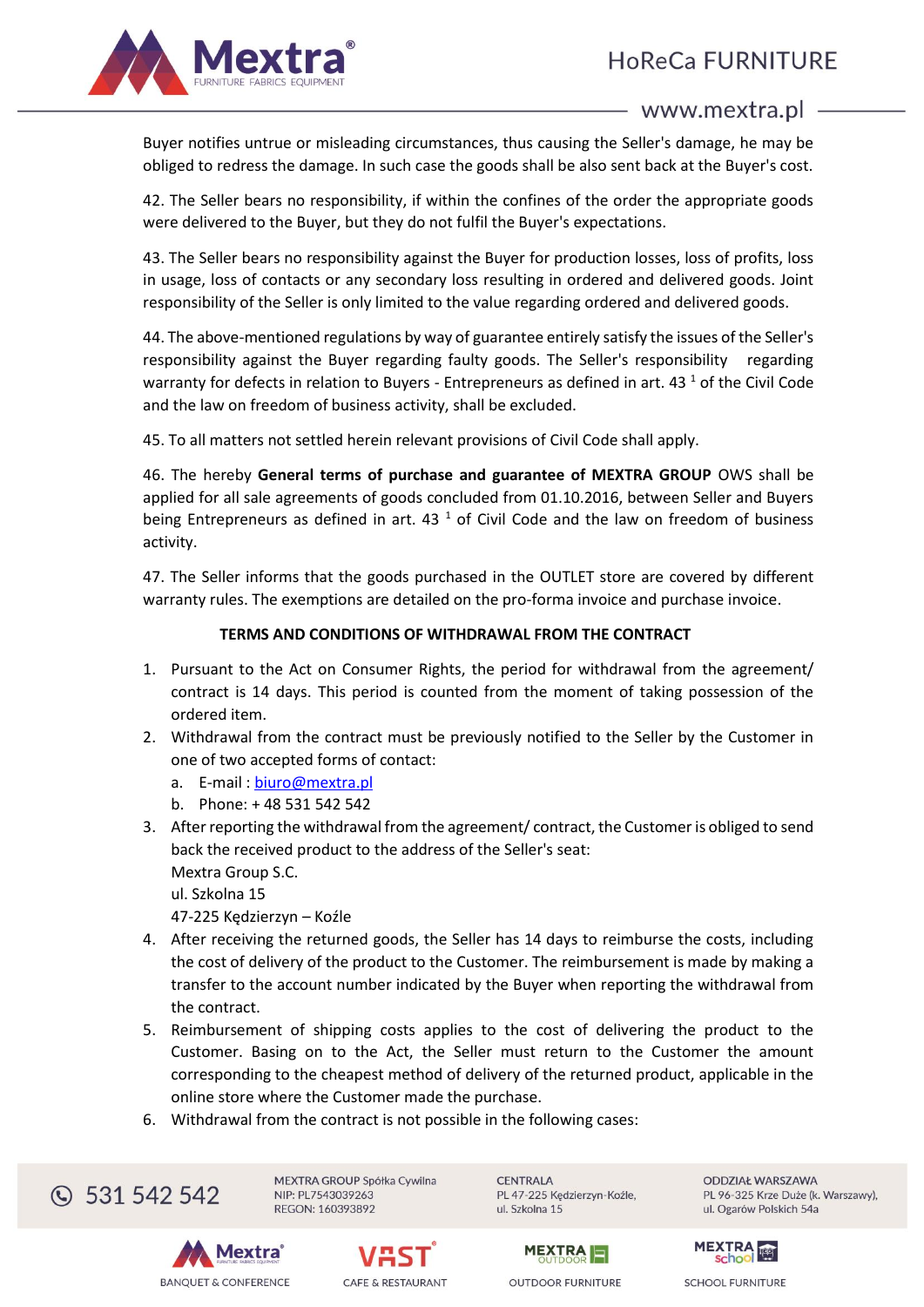Buyer notifies untrue or misleading circumstances, thus causing the Seller's damage, he may be obliged to redress the damage. In such case the goods shall be also sent back at the Buyer's cost.

42. The Seller bears no responsibility, if within the confines of the order the appropriate goods were delivered to the Buyer, but they do not fulfil the Buyer's expectations.

43. The Seller bears no responsibility against the Buyer for production losses, loss of profits, loss in usage, loss of contacts or any secondary loss resulting in ordered and delivered goods. Joint responsibility of the Seller is only limited to the value regarding ordered and delivered goods.

44. The above-mentioned regulations by way of guarantee entirely satisfy the issues of the Seller's responsibility against the Buyer regarding faulty goods. The Seller's responsibility regarding warranty for defects in relation to Buyers - Entrepreneurs as defined in art. 43 [1] of the Civil Code and the law on freedom of business activity, shall be excluded.

45. To all matters not settled herein relevant provisions of Civil Code shall apply.

46. The hereby **General terms of purchase and guarantee of MEXTRA GROUP** OWS shall be applied for all sale agreements of goods concluded from 01.10.2016, between Seller and Buyers being Entrepreneurs as defined in art. 43 [1] of Civil Code and the law on freedom of business activity.

47. The Seller informs that the goods purchased in the OUTLET store are covered by different warranty rules. The exemptions are detailed on the pro-forma invoice and purchase invoice.

**TERMS AND CONDITIONS OF WITHDRAWAL FROM THE CONTRACT**

1. Pursuant to the Act on Consumer Rights, the period for withdrawal from the agreement/ contract is 14 days. This period is counted from the moment of taking possession of the ordered item.
2. Withdrawal from the contract must be previously notified to the Seller by the Customer in one of two accepted forms of contact:
   a. E-mail : biuro@mextra.pl
   b. Phone: + 48 531 542 542
3. After reporting the withdrawal from the agreement/ contract, the Customer is obliged to send back the received product to the address of the Seller's seat:
   Mextra Group S.C.
   ul. Szkolna 15
   47-225 Kędzierzyn – Koźle
4. After receiving the returned goods, the Seller has 14 days to reimburse the costs, including the cost of delivery of the product to the Customer. The reimbursement is made by making a transfer to the account number indicated by the Buyer when reporting the withdrawal from the contract.
5. Reimbursement of shipping costs applies to the cost of delivering the product to the Customer. Basing on to the Act, the Seller must return to the Customer the amount corresponding to the cheapest method of delivery of the returned product, applicable in the online store where the Customer made the purchase.
6. Withdrawal from the contract is not possible in the following cases: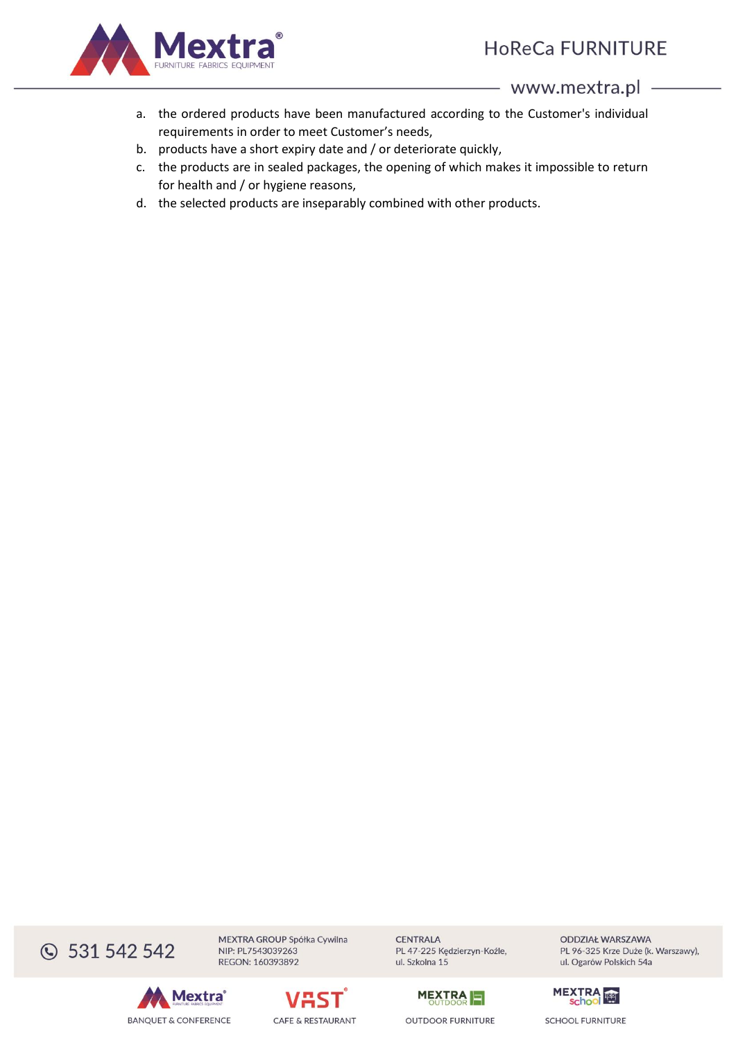a. the ordered products have been manufactured according to the Customer's individual requirements in order to meet Customer’s needs,
b. products have a short expiry date and / or deteriorate quickly,
c. the products are in sealed packages, the opening of which makes it impossible to return for health and / or hygiene reasons,
d. the selected products are inseparably combined with other products.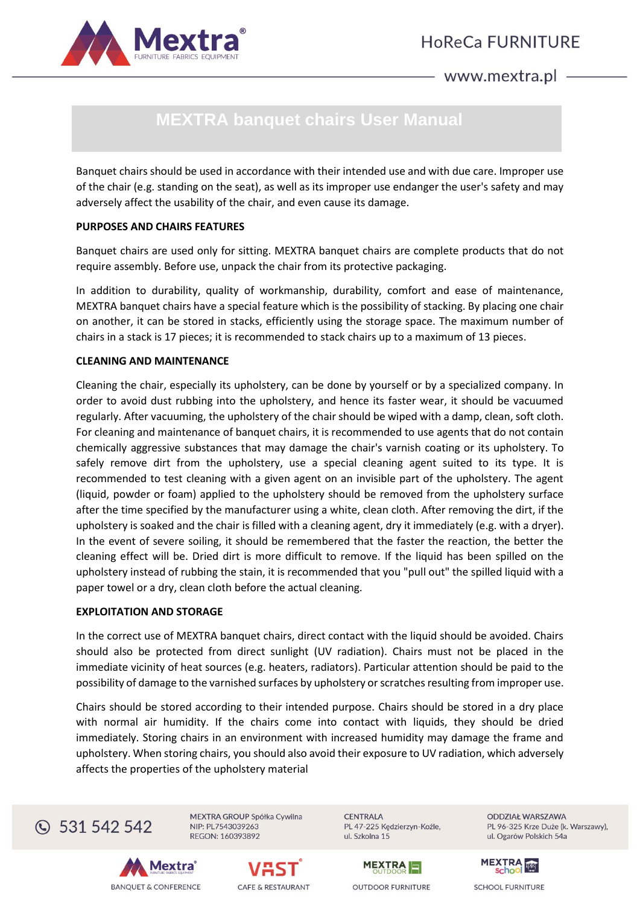# MEXTRA banquet chairs User Manual

Banquet chairs should be used in accordance with their intended use and with due care. Improper use of the chair (e.g. standing on the seat), as well as its improper use endanger the user's safety and may adversely affect the usability of the chair, and even cause its damage.

**PURPOSES AND CHAIRS FEATURES**

Banquet chairs are used only for sitting. MEXTRA banquet chairs are complete products that do not require assembly. Before use, unpack the chair from its protective packaging.

In addition to durability, quality of workmanship, durability, comfort and ease of maintenance, MEXTRA banquet chairs have a special feature which is the possibility of stacking. By placing one chair on another, it can be stored in stacks, efficiently using the storage space. The maximum number of chairs in a stack is 17 pieces; it is recommended to stack chairs up to a maximum of 13 pieces.

**CLEANING AND MAINTENANCE**

Cleaning the chair, especially its upholstery, can be done by yourself or by a specialized company. In order to avoid dust rubbing into the upholstery, and hence its faster wear, it should be vacuumed regularly. After vacuuming, the upholstery of the chair should be wiped with a damp, clean, soft cloth. For cleaning and maintenance of banquet chairs, it is recommended to use agents that do not contain chemically aggressive substances that may damage the chair's varnish coating or its upholstery. To safely remove dirt from the upholstery, use a special cleaning agent suited to its type. It is recommended to test cleaning with a given agent on an invisible part of the upholstery. The agent (liquid, powder or foam) applied to the upholstery should be removed from the upholstery surface after the time specified by the manufacturer using a white, clean cloth. After removing the dirt, if the upholstery is soaked and the chair is filled with a cleaning agent, dry it immediately (e.g. with a dryer). In the event of severe soiling, it should be remembered that the faster the reaction, the better the cleaning effect will be. Dried dirt is more difficult to remove. If the liquid has been spilled on the upholstery instead of rubbing the stain, it is recommended that you "pull out" the spilled liquid with a paper towel or a dry, clean cloth before the actual cleaning.

**EXPLOITATION AND STORAGE**

In the correct use of MEXTRA banquet chairs, direct contact with the liquid should be avoided. Chairs should also be protected from direct sunlight (UV radiation). Chairs must not be placed in the immediate vicinity of heat sources (e.g. heaters, radiators). Particular attention should be paid to the possibility of damage to the varnished surfaces by upholstery or scratches resulting from improper use.

Chairs should be stored according to their intended purpose. Chairs should be stored in a dry place with normal air humidity. If the chairs come into contact with liquids, they should be dried immediately. Storing chairs in an environment with increased humidity may damage the frame and upholstery. When storing chairs, you should also avoid their exposure to UV radiation, which adversely affects the properties of the upholstery material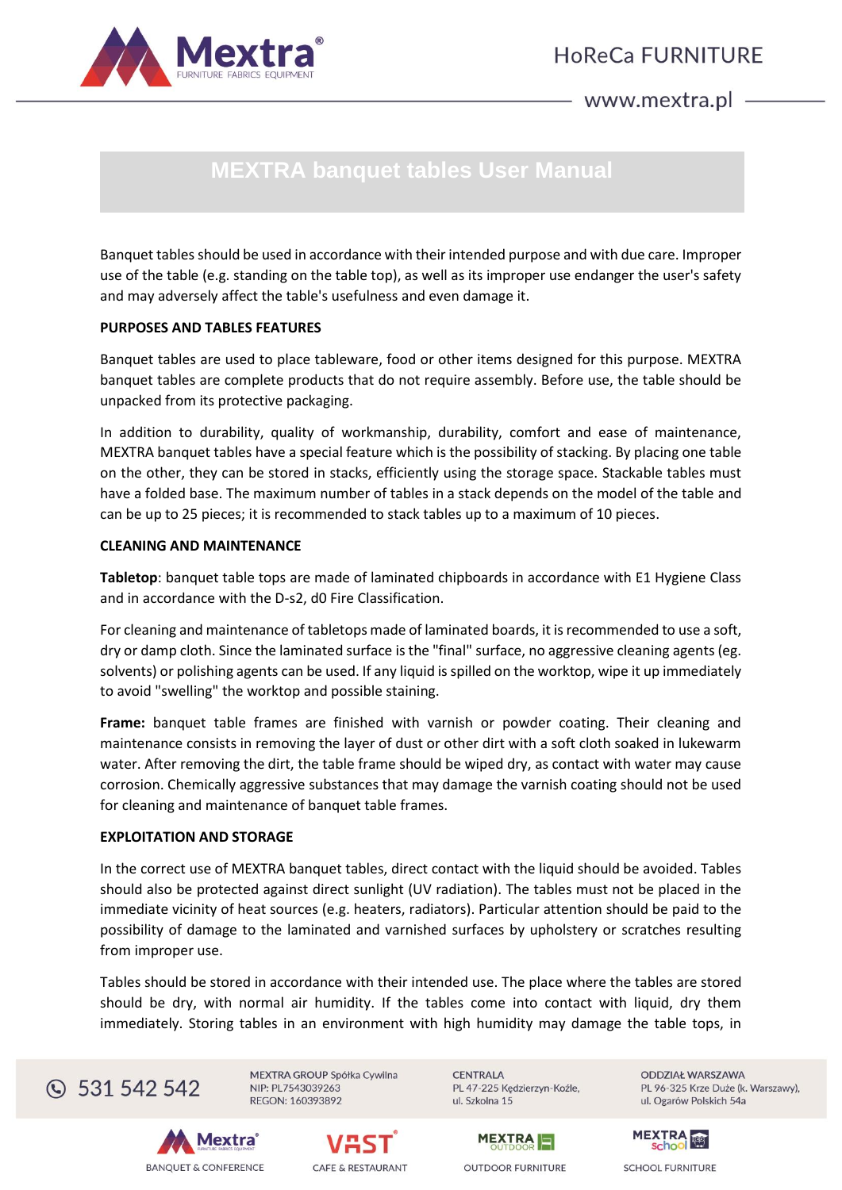# MEXTRA banquet tables User Manual

Banquet tables should be used in accordance with their intended purpose and with due care. Improper use of the table (e.g. standing on the table top), as well as its improper use endanger the user's safety and may adversely affect the table's usefulness and even damage it.

**PURPOSES AND TABLES FEATURES**

Banquet tables are used to place tableware, food or other items designed for this purpose. MEXTRA banquet tables are complete products that do not require assembly. Before use, the table should be unpacked from its protective packaging.

In addition to durability, quality of workmanship, durability, comfort and ease of maintenance, MEXTRA banquet tables have a special feature which is the possibility of stacking. By placing one table on the other, they can be stored in stacks, efficiently using the storage space. Stackable tables must have a folded base. The maximum number of tables in a stack depends on the model of the table and can be up to 25 pieces; it is recommended to stack tables up to a maximum of 10 pieces.

**CLEANING AND MAINTENANCE**

**Tabletop**: banquet table tops are made of laminated chipboards in accordance with E1 Hygiene Class and in accordance with the D-s2, d0 Fire Classification.

For cleaning and maintenance of tabletops made of laminated boards, it is recommended to use a soft, dry or damp cloth. Since the laminated surface is the "final" surface, no aggressive cleaning agents (eg. solvents) or polishing agents can be used. If any liquid is spilled on the worktop, wipe it up immediately to avoid "swelling" the worktop and possible staining.

**Frame:** banquet table frames are finished with varnish or powder coating. Their cleaning and maintenance consists in removing the layer of dust or other dirt with a soft cloth soaked in lukewarm water. After removing the dirt, the table frame should be wiped dry, as contact with water may cause corrosion. Chemically aggressive substances that may damage the varnish coating should not be used for cleaning and maintenance of banquet table frames.

**EXPLOITATION AND STORAGE**

In the correct use of MEXTRA banquet tables, direct contact with the liquid should be avoided. Tables should also be protected against direct sunlight (UV radiation). The tables must not be placed in the immediate vicinity of heat sources (e.g. heaters, radiators). Particular attention should be paid to the possibility of damage to the laminated and varnished surfaces by upholstery or scratches resulting from improper use.

Tables should be stored in accordance with their intended use. The place where the tables are stored should be dry, with normal air humidity. If the tables come into contact with liquid, dry them immediately. Storing tables in an environment with high humidity may damage the table tops, in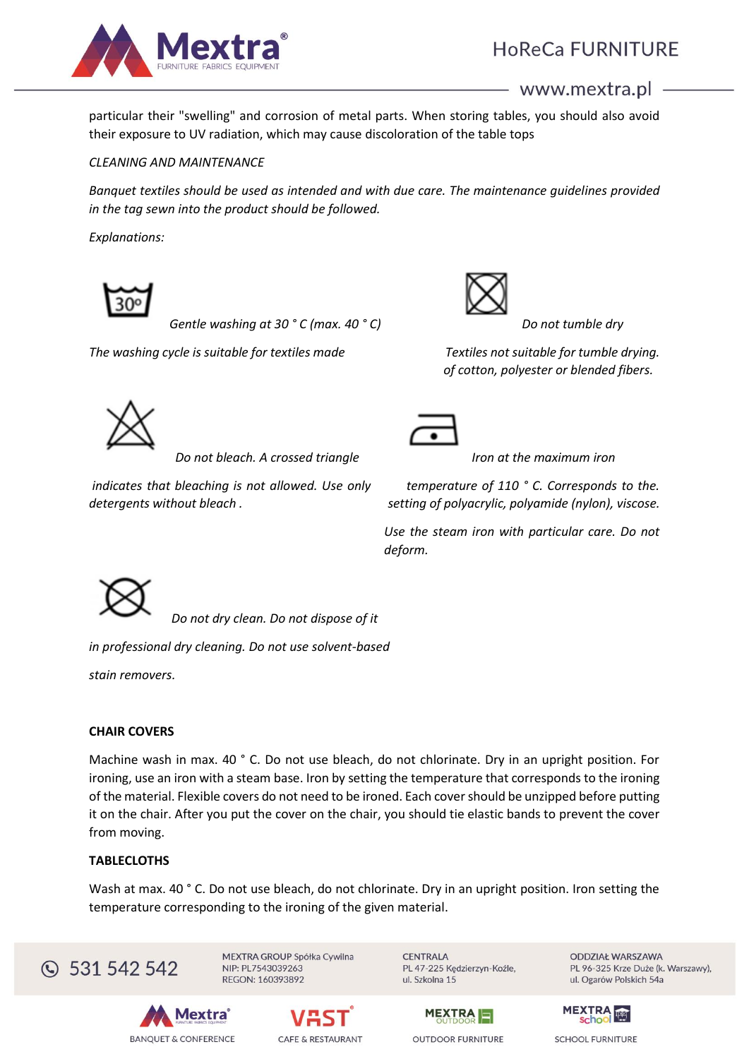particular their "swelling" and corrosion of metal parts. When storing tables, you should also avoid their exposure to UV radiation, which may cause discoloration of the table tops

*CLEANING AND MAINTENANCE*

*Banquet textiles should be used as intended and with due care. The maintenance guidelines provided in the tag sewn into the product should be followed.*

*Explanations:*

*Gentle washing at 30 ° C (max. 40 ° C)*

*The washing cycle is suitable for textiles made of cotton, polyester or blended fibers.*

*Do not tumble dry*

*Textiles not suitable for tumble drying.*

*Do not bleach. A crossed triangle indicates that bleaching is not allowed. Use only detergents without bleach .*

*Iron at the maximum iron temperature of 110 ° C. Corresponds to the. setting of polyacrylic, polyamide (nylon), viscose.*

*Use the steam iron with particular care. Do not deform.*

*Do not dry clean. Do not dispose of it in professional dry cleaning. Do not use solvent-based stain removers.*

**CHAIR COVERS**

Machine wash in max. 40 ° C. Do not use bleach, do not chlorinate. Dry in an upright position. For ironing, use an iron with a steam base. Iron by setting the temperature that corresponds to the ironing of the material. Flexible covers do not need to be ironed. Each cover should be unzipped before putting it on the chair. After you put the cover on the chair, you should tie elastic bands to prevent the cover from moving.

**TABLECLOTHS**

Wash at max. 40 ° C. Do not use bleach, do not chlorinate. Dry in an upright position. Iron setting the temperature corresponding to the ironing of the given material.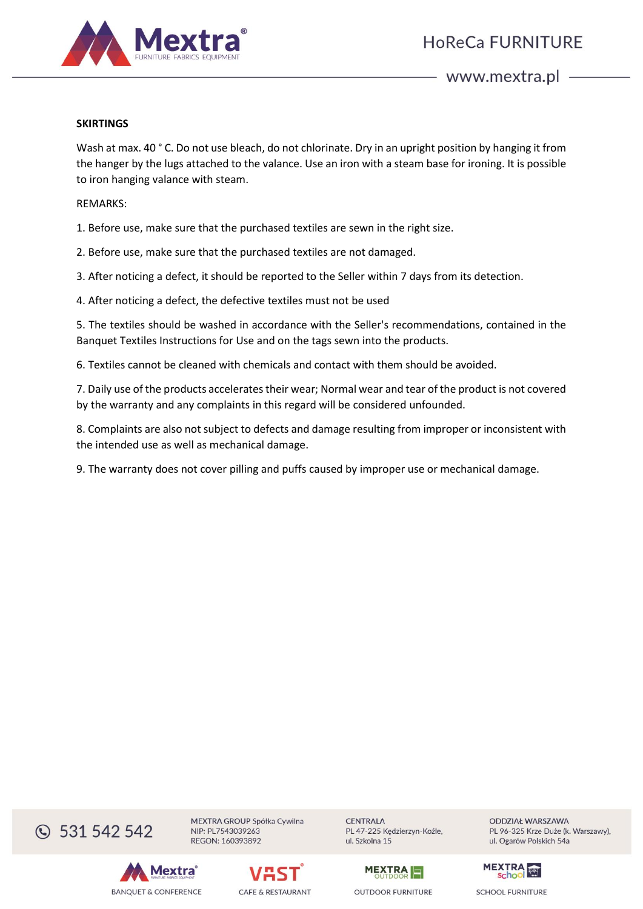**SKIRTINGS**

Wash at max. 40 ° C. Do not use bleach, do not chlorinate. Dry in an upright position by hanging it from the hanger by the lugs attached to the valance. Use an iron with a steam base for ironing. It is possible to iron hanging valance with steam.

REMARKS:

1. Before use, make sure that the purchased textiles are sewn in the right size.

2. Before use, make sure that the purchased textiles are not damaged.

3. After noticing a defect, it should be reported to the Seller within 7 days from its detection.

4. After noticing a defect, the defective textiles must not be used

5. The textiles should be washed in accordance with the Seller's recommendations, contained in the Banquet Textiles Instructions for Use and on the tags sewn into the products.

6. Textiles cannot be cleaned with chemicals and contact with them should be avoided.

7. Daily use of the products accelerates their wear; Normal wear and tear of the product is not covered by the warranty and any complaints in this regard will be considered unfounded.

8. Complaints are also not subject to defects and damage resulting from improper or inconsistent with the intended use as well as mechanical damage.

9. The warranty does not cover pilling and puffs caused by improper use or mechanical damage.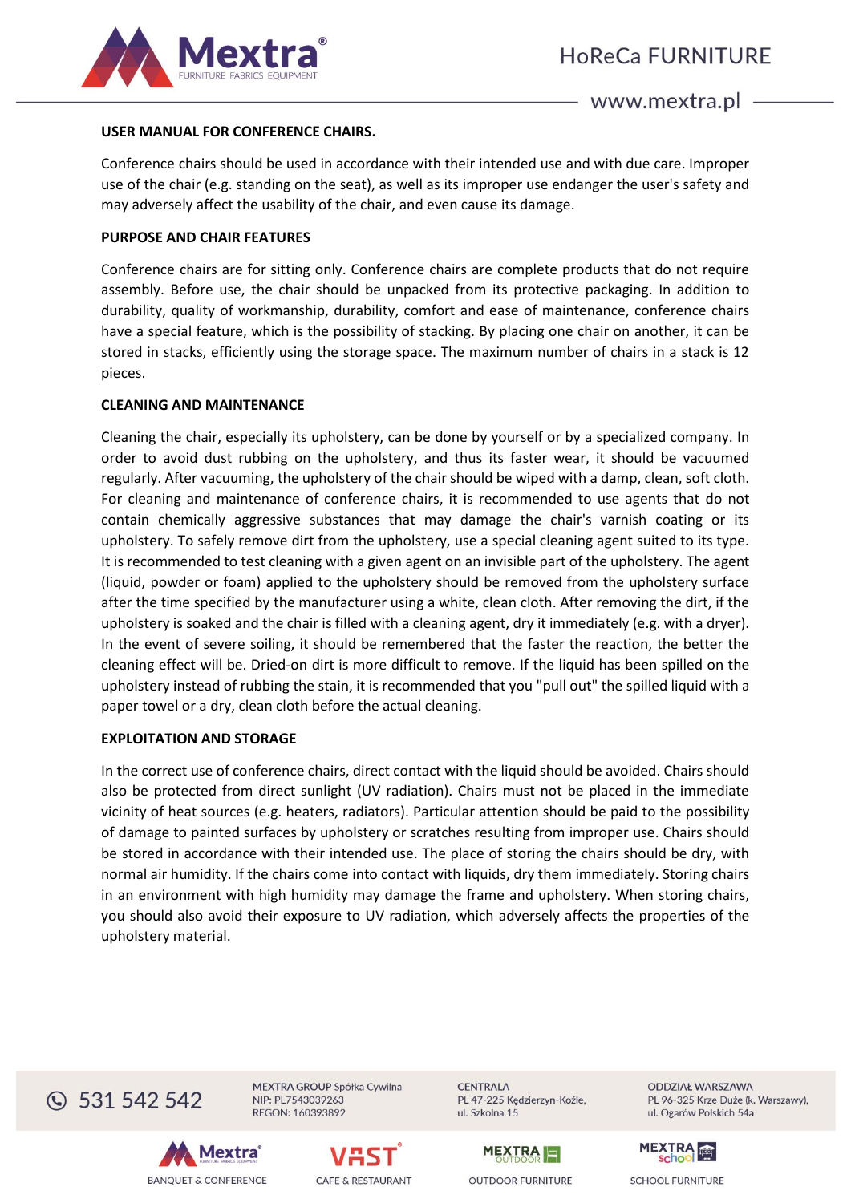**USER MANUAL FOR CONFERENCE CHAIRS.**

Conference chairs should be used in accordance with their intended use and with due care. Improper use of the chair (e.g. standing on the seat), as well as its improper use endanger the user's safety and may adversely affect the usability of the chair, and even cause its damage.

**PURPOSE AND CHAIR FEATURES**

Conference chairs are for sitting only. Conference chairs are complete products that do not require assembly. Before use, the chair should be unpacked from its protective packaging. In addition to durability, quality of workmanship, durability, comfort and ease of maintenance, conference chairs have a special feature, which is the possibility of stacking. By placing one chair on another, it can be stored in stacks, efficiently using the storage space. The maximum number of chairs in a stack is 12 pieces.

**CLEANING AND MAINTENANCE**

Cleaning the chair, especially its upholstery, can be done by yourself or by a specialized company. In order to avoid dust rubbing on the upholstery, and thus its faster wear, it should be vacuumed regularly. After vacuuming, the upholstery of the chair should be wiped with a damp, clean, soft cloth. For cleaning and maintenance of conference chairs, it is recommended to use agents that do not contain chemically aggressive substances that may damage the chair's varnish coating or its upholstery. To safely remove dirt from the upholstery, use a special cleaning agent suited to its type. It is recommended to test cleaning with a given agent on an invisible part of the upholstery. The agent (liquid, powder or foam) applied to the upholstery should be removed from the upholstery surface after the time specified by the manufacturer using a white, clean cloth. After removing the dirt, if the upholstery is soaked and the chair is filled with a cleaning agent, dry it immediately (e.g. with a dryer). In the event of severe soiling, it should be remembered that the faster the reaction, the better the cleaning effect will be. Dried-on dirt is more difficult to remove. If the liquid has been spilled on the upholstery instead of rubbing the stain, it is recommended that you "pull out" the spilled liquid with a paper towel or a dry, clean cloth before the actual cleaning.

**EXPLOITATION AND STORAGE**

In the correct use of conference chairs, direct contact with the liquid should be avoided. Chairs should also be protected from direct sunlight (UV radiation). Chairs must not be placed in the immediate vicinity of heat sources (e.g. heaters, radiators). Particular attention should be paid to the possibility of damage to painted surfaces by upholstery or scratches resulting from improper use. Chairs should be stored in accordance with their intended use. The place of storing the chairs should be dry, with normal air humidity. If the chairs come into contact with liquids, dry them immediately. Storing chairs in an environment with high humidity may damage the frame and upholstery. When storing chairs, you should also avoid their exposure to UV radiation, which adversely affects the properties of the upholstery material.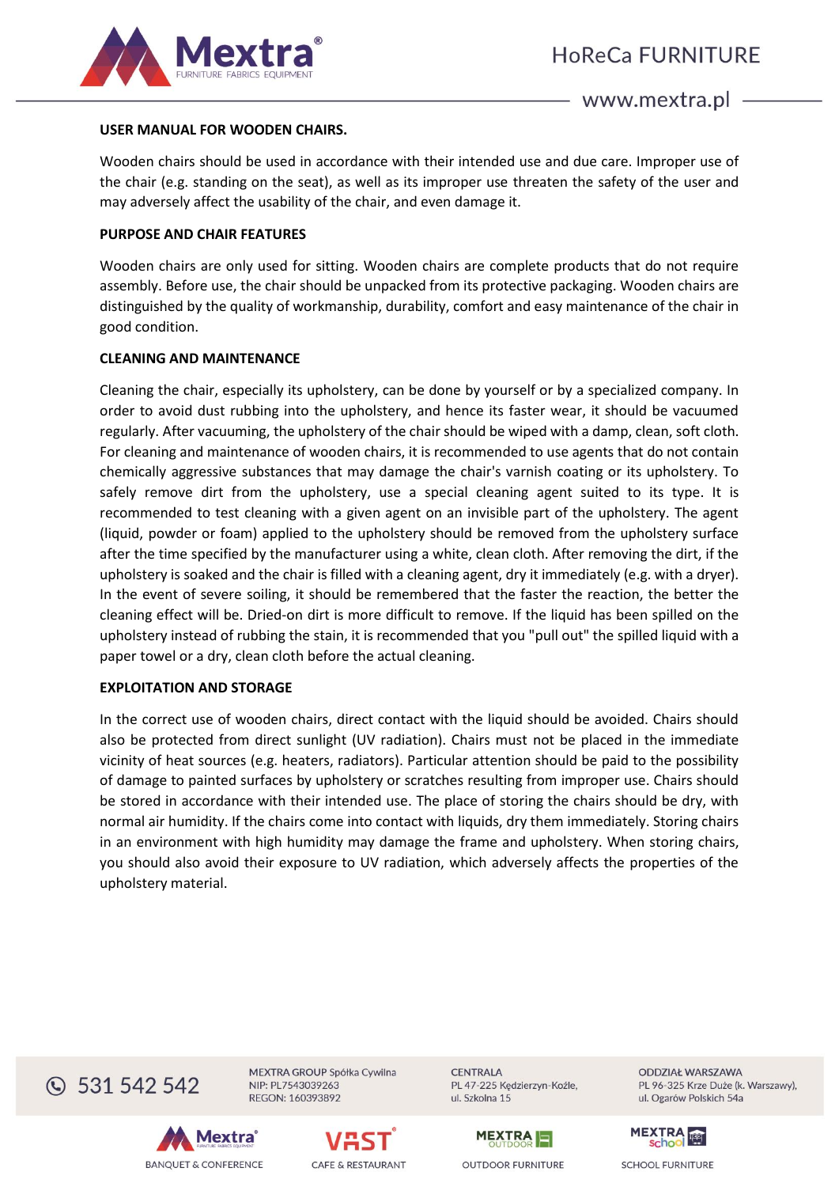## USER MANUAL FOR WOODEN CHAIRS.

Wooden chairs should be used in accordance with their intended use and due care. Improper use of the chair (e.g. standing on the seat), as well as its improper use threaten the safety of the user and may adversely affect the usability of the chair, and even damage it.

### PURPOSE AND CHAIR FEATURES

Wooden chairs are only used for sitting. Wooden chairs are complete products that do not require assembly. Before use, the chair should be unpacked from its protective packaging. Wooden chairs are distinguished by the quality of workmanship, durability, comfort and easy maintenance of the chair in good condition.

### CLEANING AND MAINTENANCE

Cleaning the chair, especially its upholstery, can be done by yourself or by a specialized company. In order to avoid dust rubbing into the upholstery, and hence its faster wear, it should be vacuumed regularly. After vacuuming, the upholstery of the chair should be wiped with a damp, clean, soft cloth. For cleaning and maintenance of wooden chairs, it is recommended to use agents that do not contain chemically aggressive substances that may damage the chair's varnish coating or its upholstery. To safely remove dirt from the upholstery, use a special cleaning agent suited to its type. It is recommended to test cleaning with a given agent on an invisible part of the upholstery. The agent (liquid, powder or foam) applied to the upholstery should be removed from the upholstery surface after the time specified by the manufacturer using a white, clean cloth. After removing the dirt, if the upholstery is soaked and the chair is filled with a cleaning agent, dry it immediately (e.g. with a dryer). In the event of severe soiling, it should be remembered that the faster the reaction, the better the cleaning effect will be. Dried-on dirt is more difficult to remove. If the liquid has been spilled on the upholstery instead of rubbing the stain, it is recommended that you "pull out" the spilled liquid with a paper towel or a dry, clean cloth before the actual cleaning.

### EXPLOITATION AND STORAGE

In the correct use of wooden chairs, direct contact with the liquid should be avoided. Chairs should also be protected from direct sunlight (UV radiation). Chairs must not be placed in the immediate vicinity of heat sources (e.g. heaters, radiators). Particular attention should be paid to the possibility of damage to painted surfaces by upholstery or scratches resulting from improper use. Chairs should be stored in accordance with their intended use. The place of storing the chairs should be dry, with normal air humidity. If the chairs come into contact with liquids, dry them immediately. Storing chairs in an environment with high humidity may damage the frame and upholstery. When storing chairs, you should also avoid their exposure to UV radiation, which adversely affects the properties of the upholstery material.